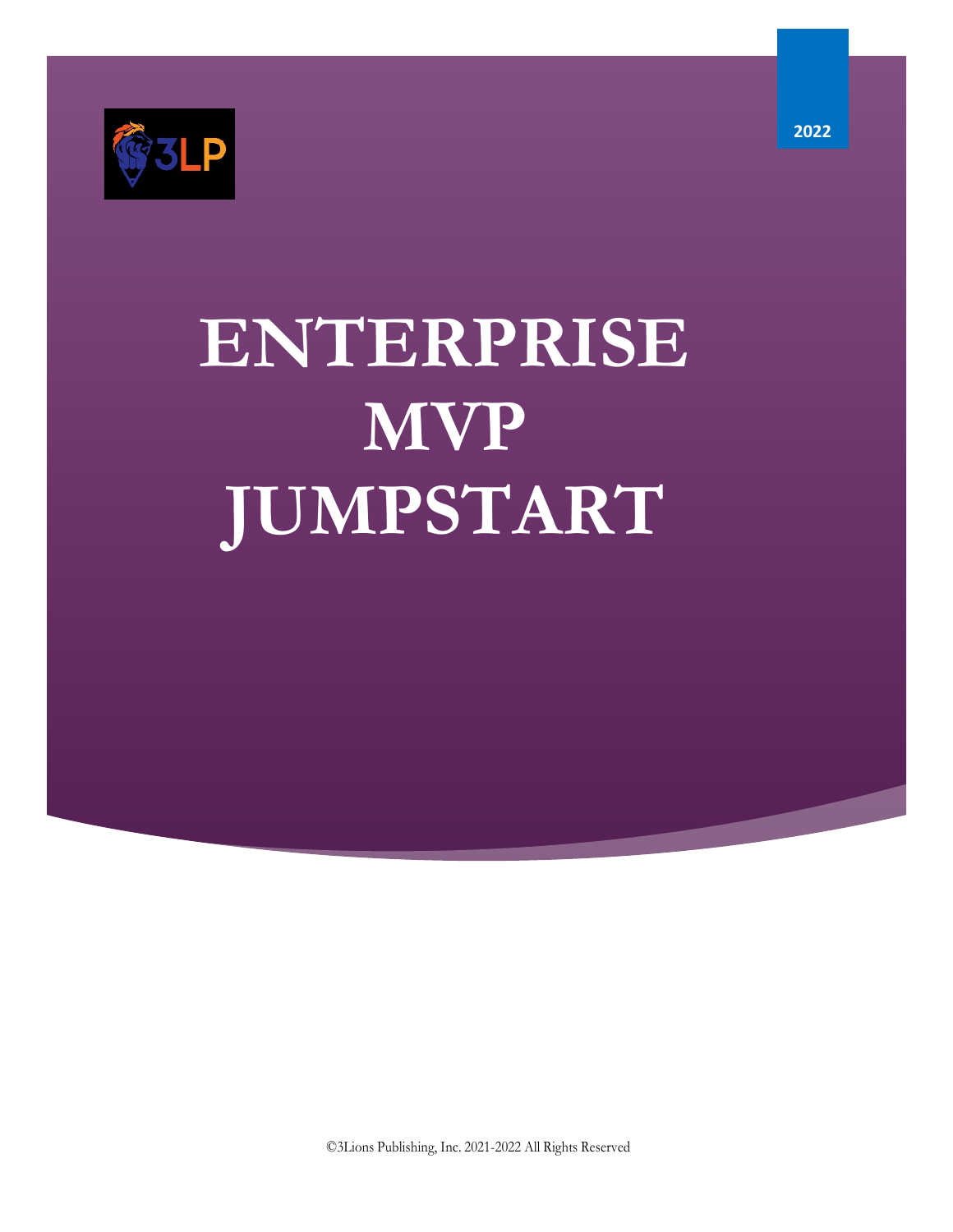2022

# ENTERPRISE MVP JUMPSTART

©3Lions Publishing, Inc. 2021-2022 All Rights Reserved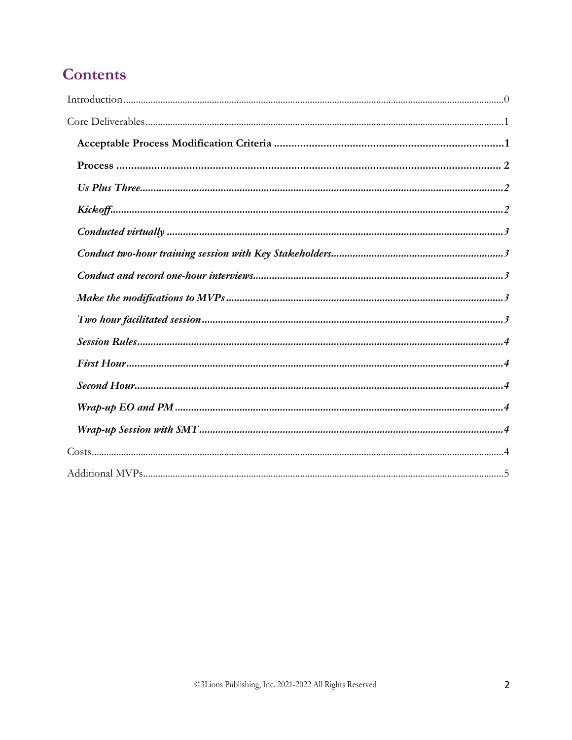# Contents

Introduction........................................0

Core Deliverables........................................1

- **Acceptable Process Modification Criteria**........................................1
- **Process**........................................2
- ***Us Plus Three***........................................2
- ***Kickoff***........................................2
- ***Conducted virtually***........................................3
- ***Conduct two-hour training session with Key Stakeholders***........................................3
- ***Conduct and record one-hour interviews***........................................3
- ***Make the modifications to MVPs***........................................3
- ***Two hour facilitated session***........................................3
- ***Session Rules***........................................4
- ***First Hour***........................................4
- ***Second Hour***........................................4
- ***Wrap-up EO and PM***........................................4
- ***Wrap-up Session with SMT***........................................4

Costs........................................4

Additional MVPs........................................5

©3Lions Publishing, Inc. 2021-2022 All Rights Reserved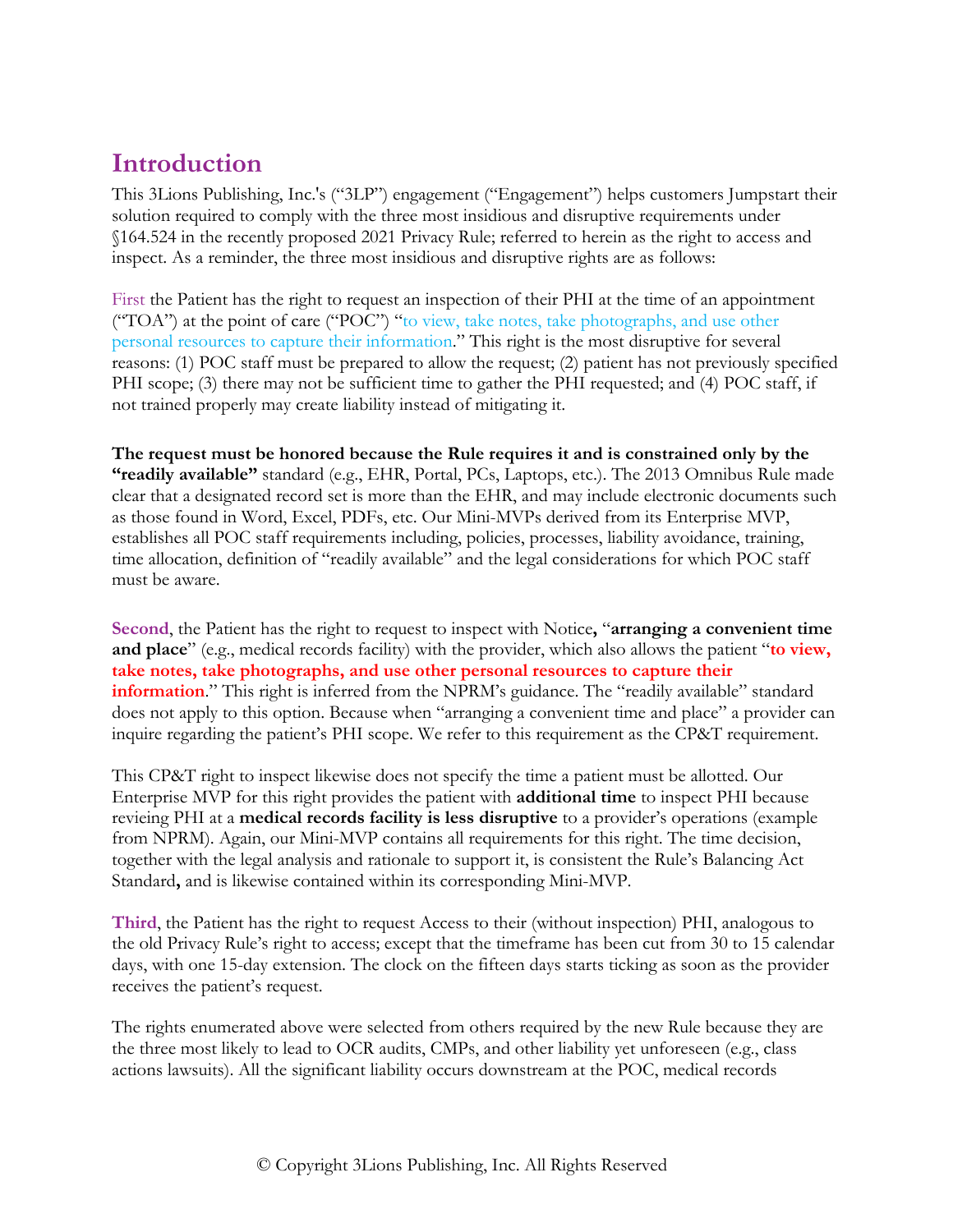# Introduction

This 3Lions Publishing, Inc.'s ("3LP") engagement ("Engagement") helps customers Jumpstart their solution required to comply with the three most insidious and disruptive requirements under §164.524 in the recently proposed 2021 Privacy Rule; referred to herein as the right to access and inspect. As a reminder, the three most insidious and disruptive rights are as follows:

First the Patient has the right to request an inspection of their PHI at the time of an appointment ("TOA") at the point of care ("POC") "to view, take notes, take photographs, and use other personal resources to capture their information." This right is the most disruptive for several reasons: (1) POC staff must be prepared to allow the request; (2) patient has not previously specified PHI scope; (3) there may not be sufficient time to gather the PHI requested; and (4) POC staff, if not trained properly may create liability instead of mitigating it.

**The request must be honored because the Rule requires it and is constrained only by the "readily available"** standard (e.g., EHR, Portal, PCs, Laptops, etc.). The 2013 Omnibus Rule made clear that a designated record set is more than the EHR, and may include electronic documents such as those found in Word, Excel, PDFs, etc. Our Mini-MVPs derived from its Enterprise MVP, establishes all POC staff requirements including, policies, processes, liability avoidance, training, time allocation, definition of "readily available" and the legal considerations for which POC staff must be aware.

**Second**, the Patient has the right to request to inspect with Notice**,** "**arranging a convenient time and place**" (e.g., medical records facility) with the provider, which also allows the patient "**to view, take notes, take photographs, and use other personal resources to capture their information**." This right is inferred from the NPRM's guidance. The "readily available" standard does not apply to this option. Because when "arranging a convenient time and place" a provider can inquire regarding the patient's PHI scope. We refer to this requirement as the CP&T requirement.

This CP&T right to inspect likewise does not specify the time a patient must be allotted. Our Enterprise MVP for this right provides the patient with **additional time** to inspect PHI because revieing PHI at a **medical records facility is less disruptive** to a provider's operations (example from NPRM). Again, our Mini-MVP contains all requirements for this right. The time decision, together with the legal analysis and rationale to support it, is consistent the Rule's Balancing Act Standard**,** and is likewise contained within its corresponding Mini-MVP.

**Third**, the Patient has the right to request Access to their (without inspection) PHI, analogous to the old Privacy Rule's right to access; except that the timeframe has been cut from 30 to 15 calendar days, with one 15-day extension. The clock on the fifteen days starts ticking as soon as the provider receives the patient's request.

The rights enumerated above were selected from others required by the new Rule because they are the three most likely to lead to OCR audits, CMPs, and other liability yet unforeseen (e.g., class actions lawsuits). All the significant liability occurs downstream at the POC, medical records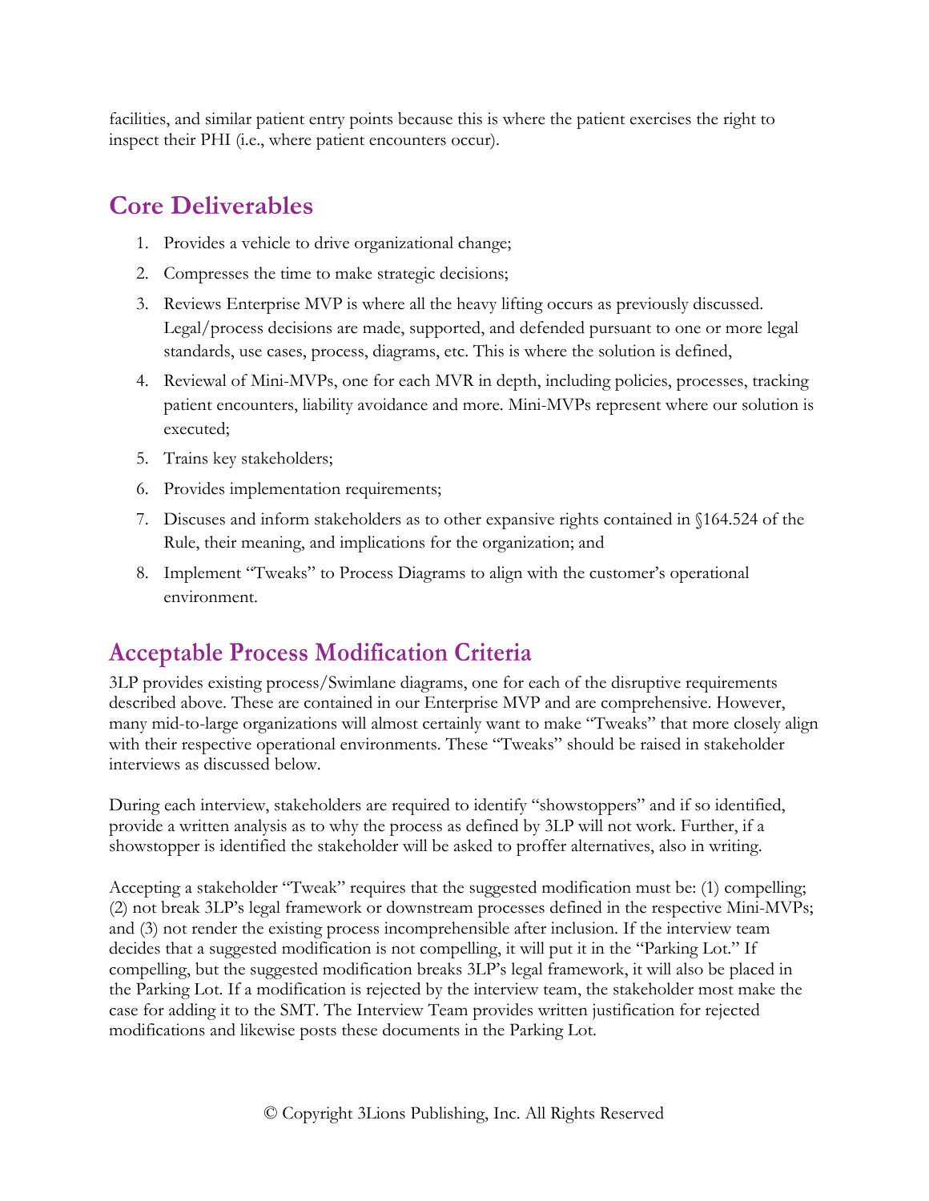facilities, and similar patient entry points because this is where the patient exercises the right to inspect their PHI (i.e., where patient encounters occur).

## Core Deliverables

1. Provides a vehicle to drive organizational change;
2. Compresses the time to make strategic decisions;
3. Reviews Enterprise MVP is where all the heavy lifting occurs as previously discussed. Legal/process decisions are made, supported, and defended pursuant to one or more legal standards, use cases, process, diagrams, etc. This is where the solution is defined,
4. Reviewal of Mini-MVPs, one for each MVR in depth, including policies, processes, tracking patient encounters, liability avoidance and more. Mini-MVPs represent where our solution is executed;
5. Trains key stakeholders;
6. Provides implementation requirements;
7. Discuses and inform stakeholders as to other expansive rights contained in §164.524 of the Rule, their meaning, and implications for the organization; and
8. Implement "Tweaks" to Process Diagrams to align with the customer's operational environment.

## Acceptable Process Modification Criteria

3LP provides existing process/Swimlane diagrams, one for each of the disruptive requirements described above. These are contained in our Enterprise MVP and are comprehensive. However, many mid-to-large organizations will almost certainly want to make "Tweaks" that more closely align with their respective operational environments. These "Tweaks" should be raised in stakeholder interviews as discussed below.

During each interview, stakeholders are required to identify "showstoppers" and if so identified, provide a written analysis as to why the process as defined by 3LP will not work. Further, if a showstopper is identified the stakeholder will be asked to proffer alternatives, also in writing.

Accepting a stakeholder "Tweak" requires that the suggested modification must be: (1) compelling; (2) not break 3LP's legal framework or downstream processes defined in the respective Mini-MVPs; and (3) not render the existing process incomprehensible after inclusion. If the interview team decides that a suggested modification is not compelling, it will put it in the "Parking Lot." If compelling, but the suggested modification breaks 3LP's legal framework, it will also be placed in the Parking Lot. If a modification is rejected by the interview team, the stakeholder most make the case for adding it to the SMT. The Interview Team provides written justification for rejected modifications and likewise posts these documents in the Parking Lot.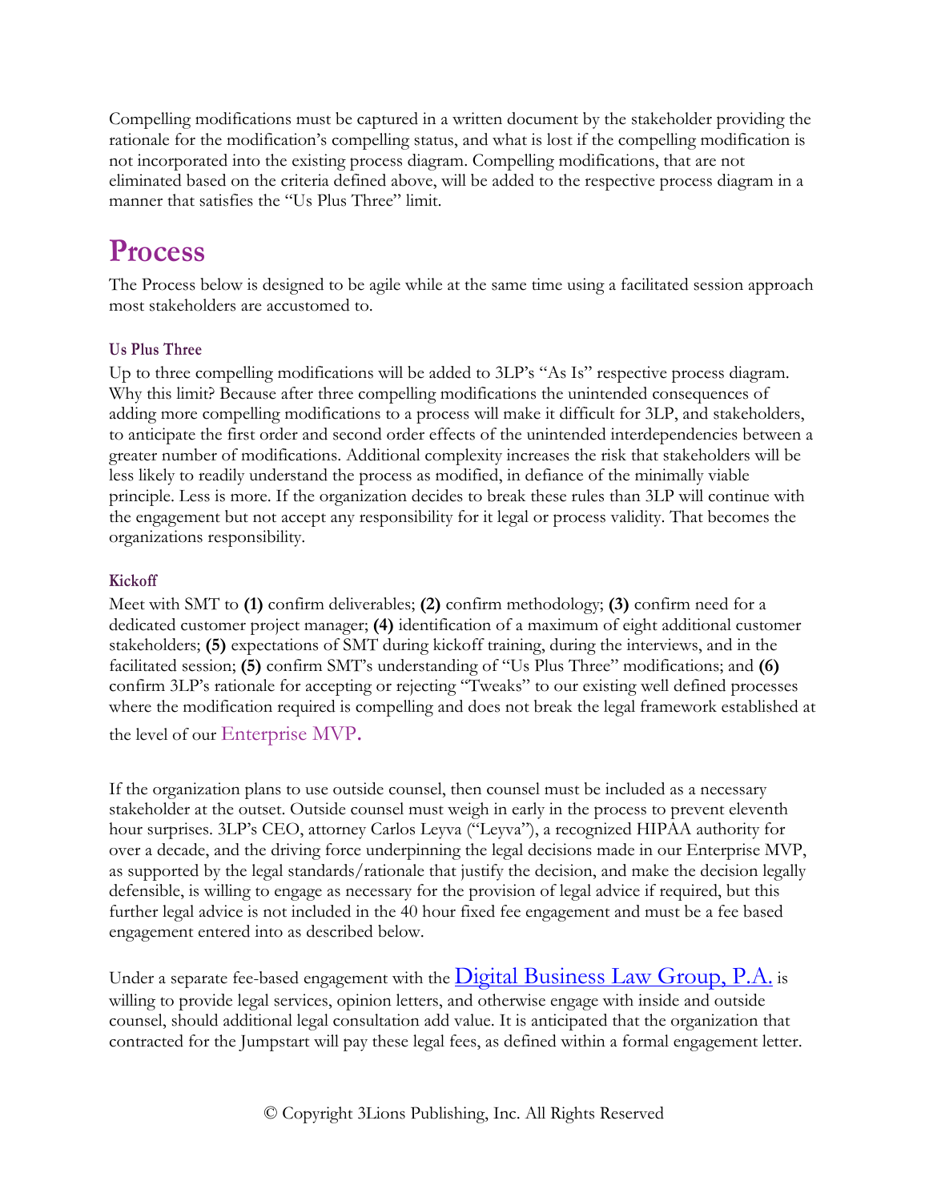Compelling modifications must be captured in a written document by the stakeholder providing the rationale for the modification's compelling status, and what is lost if the compelling modification is not incorporated into the existing process diagram. Compelling modifications, that are not eliminated based on the criteria defined above, will be added to the respective process diagram in a manner that satisfies the "Us Plus Three" limit.

# Process

The Process below is designed to be agile while at the same time using a facilitated session approach most stakeholders are accustomed to.

### Us Plus Three

Up to three compelling modifications will be added to 3LP's "As Is" respective process diagram. Why this limit? Because after three compelling modifications the unintended consequences of adding more compelling modifications to a process will make it difficult for 3LP, and stakeholders, to anticipate the first order and second order effects of the unintended interdependencies between a greater number of modifications. Additional complexity increases the risk that stakeholders will be less likely to readily understand the process as modified, in defiance of the minimally viable principle. Less is more. If the organization decides to break these rules than 3LP will continue with the engagement but not accept any responsibility for it legal or process validity. That becomes the organizations responsibility.

### Kickoff

Meet with SMT to **(1)** confirm deliverables; **(2)** confirm methodology; **(3)** confirm need for a dedicated customer project manager; **(4)** identification of a maximum of eight additional customer stakeholders; **(5)** expectations of SMT during kickoff training, during the interviews, and in the facilitated session; **(5)** confirm SMT's understanding of "Us Plus Three" modifications; and **(6)** confirm 3LP's rationale for accepting or rejecting "Tweaks" to our existing well defined processes where the modification required is compelling and does not break the legal framework established at the level of our Enterprise MVP.

If the organization plans to use outside counsel, then counsel must be included as a necessary stakeholder at the outset. Outside counsel must weigh in early in the process to prevent eleventh hour surprises. 3LP's CEO, attorney Carlos Leyva ("Leyva"), a recognized HIPAA authority for over a decade, and the driving force underpinning the legal decisions made in our Enterprise MVP, as supported by the legal standards/rationale that justify the decision, and make the decision legally defensible, is willing to engage as necessary for the provision of legal advice if required, but this further legal advice is not included in the 40 hour fixed fee engagement and must be a fee based engagement entered into as described below.

Under a separate fee-based engagement with the Digital Business Law Group, P.A. is willing to provide legal services, opinion letters, and otherwise engage with inside and outside counsel, should additional legal consultation add value. It is anticipated that the organization that contracted for the Jumpstart will pay these legal fees, as defined within a formal engagement letter.

© Copyright 3Lions Publishing, Inc. All Rights Reserved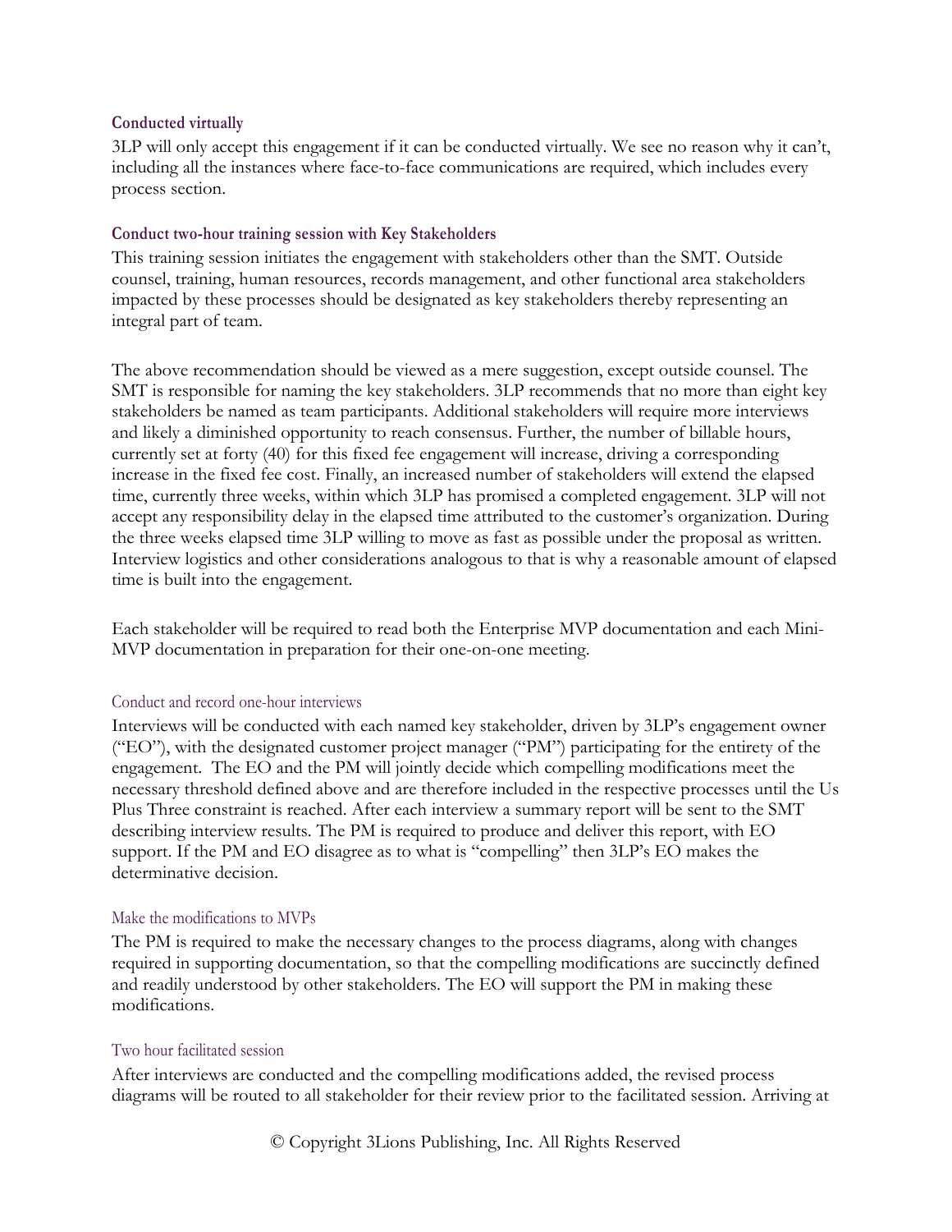#### Conducted virtually

3LP will only accept this engagement if it can be conducted virtually. We see no reason why it can't, including all the instances where face-to-face communications are required, which includes every process section.

#### Conduct two-hour training session with Key Stakeholders

This training session initiates the engagement with stakeholders other than the SMT. Outside counsel, training, human resources, records management, and other functional area stakeholders impacted by these processes should be designated as key stakeholders thereby representing an integral part of team.

The above recommendation should be viewed as a mere suggestion, except outside counsel. The SMT is responsible for naming the key stakeholders. 3LP recommends that no more than eight key stakeholders be named as team participants. Additional stakeholders will require more interviews and likely a diminished opportunity to reach consensus. Further, the number of billable hours, currently set at forty (40) for this fixed fee engagement will increase, driving a corresponding increase in the fixed fee cost. Finally, an increased number of stakeholders will extend the elapsed time, currently three weeks, within which 3LP has promised a completed engagement. 3LP will not accept any responsibility delay in the elapsed time attributed to the customer's organization. During the three weeks elapsed time 3LP willing to move as fast as possible under the proposal as written. Interview logistics and other considerations analogous to that is why a reasonable amount of elapsed time is built into the engagement.

Each stakeholder will be required to read both the Enterprise MVP documentation and each Mini-MVP documentation in preparation for their one-on-one meeting.

#### Conduct and record one-hour interviews

Interviews will be conducted with each named key stakeholder, driven by 3LP's engagement owner ("EO"), with the designated customer project manager ("PM") participating for the entirety of the engagement. The EO and the PM will jointly decide which compelling modifications meet the necessary threshold defined above and are therefore included in the respective processes until the Us Plus Three constraint is reached. After each interview a summary report will be sent to the SMT describing interview results. The PM is required to produce and deliver this report, with EO support. If the PM and EO disagree as to what is "compelling" then 3LP's EO makes the determinative decision.

#### Make the modifications to MVPs

The PM is required to make the necessary changes to the process diagrams, along with changes required in supporting documentation, so that the compelling modifications are succinctly defined and readily understood by other stakeholders. The EO will support the PM in making these modifications.

#### Two hour facilitated session

After interviews are conducted and the compelling modifications added, the revised process diagrams will be routed to all stakeholder for their review prior to the facilitated session. Arriving at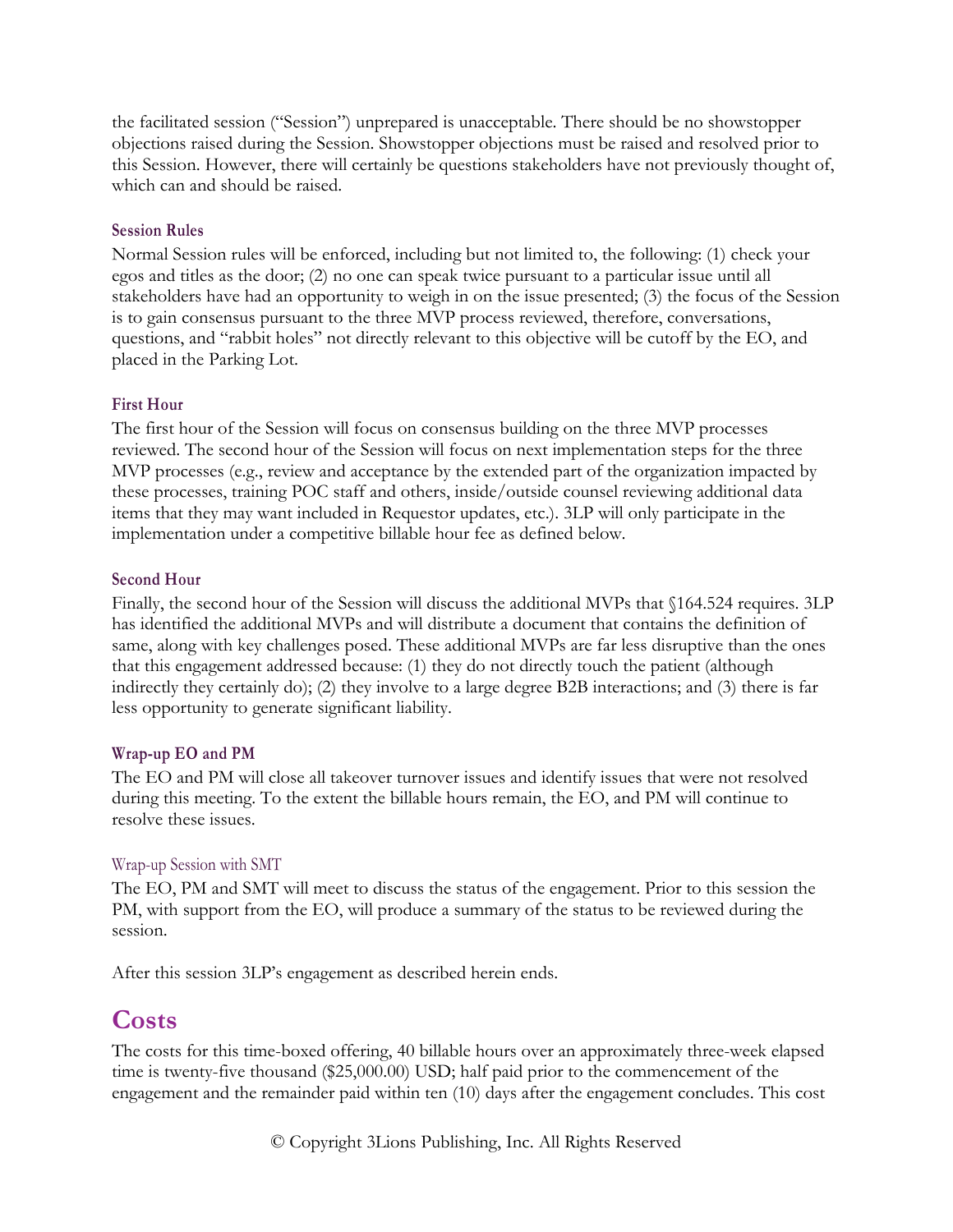the facilitated session ("Session") unprepared is unacceptable. There should be no showstopper objections raised during the Session. Showstopper objections must be raised and resolved prior to this Session. However, there will certainly be questions stakeholders have not previously thought of, which can and should be raised.

### Session Rules

Normal Session rules will be enforced, including but not limited to, the following: (1) check your egos and titles as the door; (2) no one can speak twice pursuant to a particular issue until all stakeholders have had an opportunity to weigh in on the issue presented; (3) the focus of the Session is to gain consensus pursuant to the three MVP process reviewed, therefore, conversations, questions, and "rabbit holes" not directly relevant to this objective will be cutoff by the EO, and placed in the Parking Lot.

### First Hour

The first hour of the Session will focus on consensus building on the three MVP processes reviewed. The second hour of the Session will focus on next implementation steps for the three MVP processes (e.g., review and acceptance by the extended part of the organization impacted by these processes, training POC staff and others, inside/outside counsel reviewing additional data items that they may want included in Requestor updates, etc.). 3LP will only participate in the implementation under a competitive billable hour fee as defined below.

### Second Hour

Finally, the second hour of the Session will discuss the additional MVPs that §164.524 requires. 3LP has identified the additional MVPs and will distribute a document that contains the definition of same, along with key challenges posed. These additional MVPs are far less disruptive than the ones that this engagement addressed because: (1) they do not directly touch the patient (although indirectly they certainly do); (2) they involve to a large degree B2B interactions; and (3) there is far less opportunity to generate significant liability.

### Wrap-up EO and PM

The EO and PM will close all takeover turnover issues and identify issues that were not resolved during this meeting. To the extent the billable hours remain, the EO, and PM will continue to resolve these issues.

### Wrap-up Session with SMT

The EO, PM and SMT will meet to discuss the status of the engagement. Prior to this session the PM, with support from the EO, will produce a summary of the status to be reviewed during the session.

After this session 3LP's engagement as described herein ends.

## Costs

The costs for this time-boxed offering, 40 billable hours over an approximately three-week elapsed time is twenty-five thousand ($25,000.00) USD; half paid prior to the commencement of the engagement and the remainder paid within ten (10) days after the engagement concludes. This cost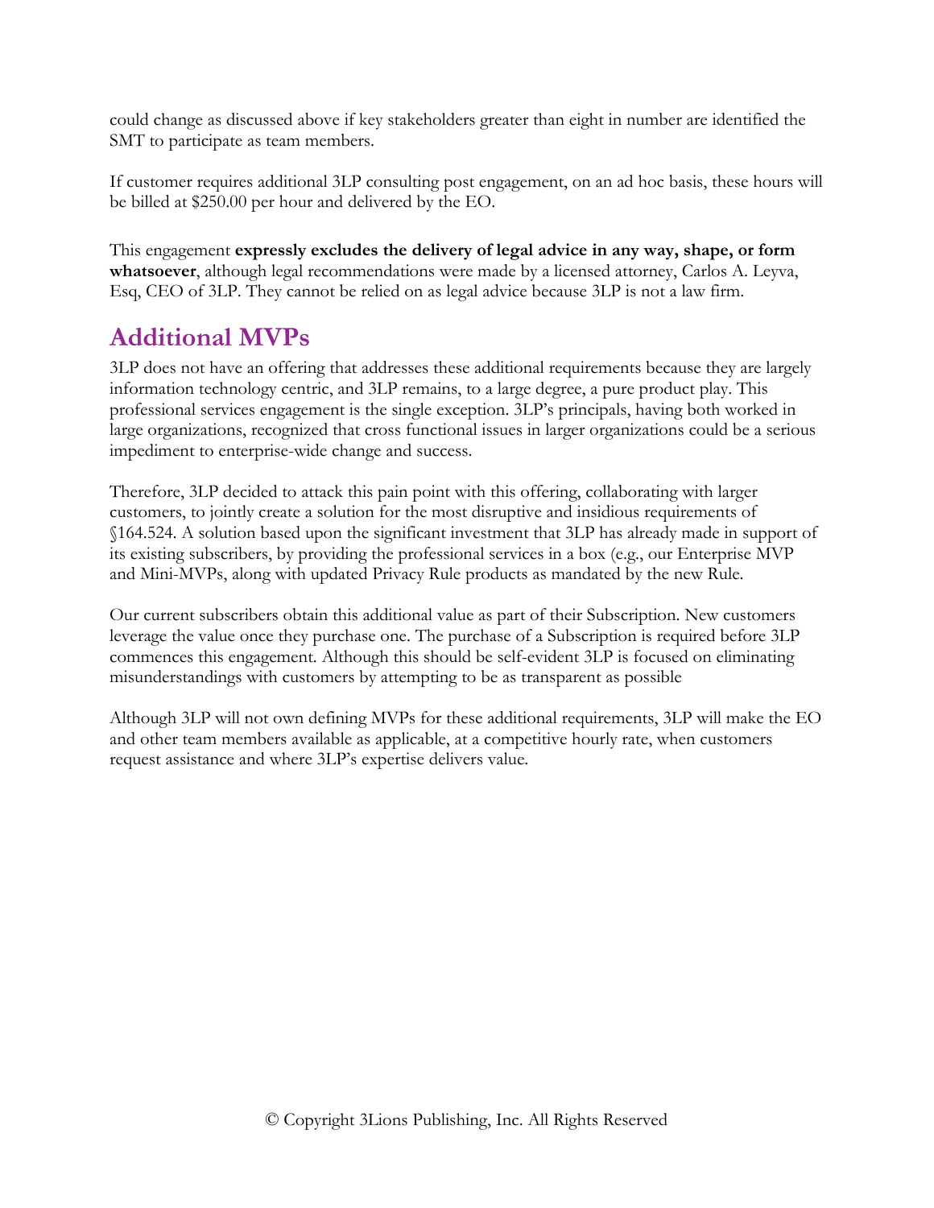could change as discussed above if key stakeholders greater than eight in number are identified the SMT to participate as team members.

If customer requires additional 3LP consulting post engagement, on an ad hoc basis, these hours will be billed at $250.00 per hour and delivered by the EO.

This engagement **expressly excludes the delivery of legal advice in any way, shape, or form whatsoever**, although legal recommendations were made by a licensed attorney, Carlos A. Leyva, Esq, CEO of 3LP. They cannot be relied on as legal advice because 3LP is not a law firm.

## Additional MVPs

3LP does not have an offering that addresses these additional requirements because they are largely information technology centric, and 3LP remains, to a large degree, a pure product play. This professional services engagement is the single exception. 3LP's principals, having both worked in large organizations, recognized that cross functional issues in larger organizations could be a serious impediment to enterprise-wide change and success.

Therefore, 3LP decided to attack this pain point with this offering, collaborating with larger customers, to jointly create a solution for the most disruptive and insidious requirements of §164.524. A solution based upon the significant investment that 3LP has already made in support of its existing subscribers, by providing the professional services in a box (e.g., our Enterprise MVP and Mini-MVPs, along with updated Privacy Rule products as mandated by the new Rule.

Our current subscribers obtain this additional value as part of their Subscription. New customers leverage the value once they purchase one. The purchase of a Subscription is required before 3LP commences this engagement. Although this should be self-evident 3LP is focused on eliminating misunderstandings with customers by attempting to be as transparent as possible

Although 3LP will not own defining MVPs for these additional requirements, 3LP will make the EO and other team members available as applicable, at a competitive hourly rate, when customers request assistance and where 3LP's expertise delivers value.